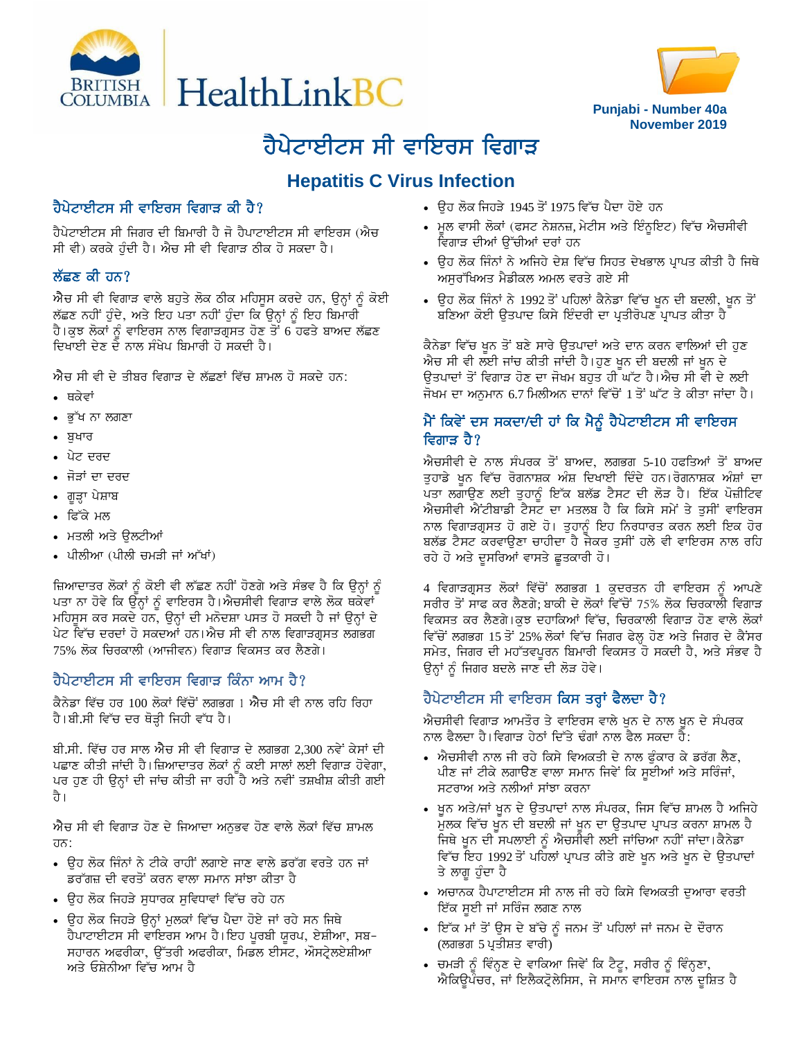Punjabi - Number 40a
November 2019

# ਹੈਪੇਟਾਈਟਸ ਸੀ ਵਾਇਰਸ ਵਿਗਾੜ

## Hepatitis C Virus Infection

### ਹੈਪੇਟਾਈਟਸ ਸੀ ਵਾਇਰਸ ਵਿਗਾੜ ਕੀ ਹੈ?

ਹੈਪੇਟਾਈਟਸ ਸੀ ਜਿਗਰ ਦੀ ਬਿਮਾਰੀ ਹੈ ਜੋ ਹੈਪਾਟਾਈਟਸ ਸੀ ਵਾਇਰਸ (ਐਚ ਸੀ ਵੀ) ਕਰਕੇ ਹੁੰਦੀ ਹੈ। ਐਚ ਸੀ ਵੀ ਵਿਗਾੜ ਠੀਕ ਹੋ ਸਕਦਾ ਹੈ।

### ਲੱਛਣ ਕੀ ਹਨ?

ਐਚ ਸੀ ਵੀ ਵਿਗਾੜ ਵਾਲੇ ਬਹੁਤੇ ਲੋਕ ਠੀਕ ਮਹਿਸੂਸ ਕਰਦੇ ਹਨ, ਉਨ੍ਹਾਂ ਨੂੰ ਕੋਈ ਲੱਛਣ ਨਹੀਂ ਹੁੰਦੇ, ਅਤੇ ਇਹ ਪਤਾ ਨਹੀਂ ਹੁੰਦਾ ਕਿ ਉਨ੍ਹਾਂ ਨੂੰ ਇਹ ਬਿਮਾਰੀ ਹੈ। ਕੁਝ ਲੋਕਾਂ ਨੂੰ ਵਾਇਰਸ ਨਾਲ ਵਿਗਾੜਗ੍ਰਸਤ ਹੋਣ ਤੋਂ 6 ਹਫਤੇ ਬਾਅਦ ਲੱਛਣ ਦਿਖਾਈ ਦੇਣ ਦੇ ਨਾਲ ਸੰਖੇਪ ਬਿਮਾਰੀ ਹੋ ਸਕਦੀ ਹੈ।

ਐਚ ਸੀ ਵੀ ਦੇ ਤੀਬਰ ਵਿਗਾੜ ਦੇ ਲੱਛਣਾਂ ਵਿੱਚ ਸ਼ਾਮਲ ਹੋ ਸਕਦੇ ਹਨ:

- ਥਕੇਵਾਂ
- ਭੁੱਖ ਨਾ ਲਗਣਾ
- ਬੁਖਾਰ
- ਪੇਟ ਦਰਦ
- ਜੋੜਾਂ ਦਾ ਦਰਦ
- ਗੂੜ੍ਹਾ ਪੇਸ਼ਾਬ
- ਫਿੱਕੇ ਮਲ
- ਮਤਲੀ ਅਤੇ ਉਲਟੀਆਂ
- ਪੀਲੀਆ (ਪੀਲੀ ਚਮੜੀ ਜਾਂ ਅੱਖਾਂ)

ਜ਼ਿਆਦਾਤਰ ਲੋਕਾਂ ਨੂੰ ਕੋਈ ਵੀ ਲੱਛਣ ਨਹੀਂ ਹੋਣਗੇ ਅਤੇ ਸੰਭਵ ਹੈ ਕਿ ਉਨ੍ਹਾਂ ਨੂੰ ਪਤਾ ਨਾ ਹੋਵੇ ਕਿ ਉਨ੍ਹਾਂ ਨੂੰ ਵਾਇਰਸ ਹੈ। ਐਚਸੀਵੀ ਵਿਗਾੜ ਵਾਲੇ ਲੋਕ ਥਕੇਵਾਂ ਮਹਿਸੂਸ ਕਰ ਸਕਦੇ ਹਨ, ਉਨ੍ਹਾਂ ਦੀ ਮਨੋਦਸ਼ਾ ਪਸਤ ਹੋ ਸਕਦੀ ਹੈ ਜਾਂ ਉਨ੍ਹਾਂ ਦੇ ਪੇਟ ਵਿੱਚ ਦਰਦਾਂ ਹੋ ਸਕਦਆਂ ਹਨ। ਐਚ ਸੀ ਵੀ ਨਾਲ ਵਿਗਾੜਗ੍ਰਸਤ ਲਗਭਗ 75% ਲੋਕ ਚਿਰਕਾਲੀ (ਆਜੀਵਨ) ਵਿਗਾੜ ਵਿਕਸਤ ਕਰ ਲੈਣਗੇ।

### ਹੈਪੇਟਾਈਟਸ ਸੀ ਵਾਇਰਸ ਵਿਗਾੜ ਕਿੰਨਾ ਆਮ ਹੈ?

ਕੈਨੇਡਾ ਵਿੱਚ ਹਰ 100 ਲੋਕਾਂ ਵਿੱਚੋਂ ਲਗਭਗ 1 ਐਚ ਸੀ ਵੀ ਨਾਲ ਰਹਿ ਰਿਹਾ ਹੈ। ਬੀ.ਸੀ ਵਿੱਚ ਦਰ ਥੋੜ੍ਹੀ ਜਿਹੀ ਵੱਧ ਹੈ।

ਬੀ.ਸੀ. ਵਿੱਚ ਹਰ ਸਾਲ ਐਚ ਸੀ ਵੀ ਵਿਗਾੜ ਦੇ ਲਗਭਗ 2,300 ਨਵੇਂ ਕੇਸਾਂ ਦੀ ਪਛਾਣ ਕੀਤੀ ਜਾਂਦੀ ਹੈ। ਜ਼ਿਆਦਾਤਰ ਲੋਕਾਂ ਨੂੰ ਕਈ ਸਾਲਾਂ ਲਈ ਵਿਗਾੜ ਹੋਵੇਗਾ, ਪਰ ਹੁਣ ਹੀ ਉਨ੍ਹਾਂ ਦੀ ਜਾਂਚ ਕੀਤੀ ਜਾ ਰਹੀ ਹੈ ਅਤੇ ਨਵੀਂ ਤਸ਼ਖੀਸ਼ ਕੀਤੀ ਗਈ ਹੈ।

ਐਚ ਸੀ ਵੀ ਵਿਗਾੜ ਹੋਣ ਦੇ ਜਿਆਦਾ ਅਨੁਭਵ ਹੋਣ ਵਾਲੇ ਲੋਕਾਂ ਵਿੱਚ ਸ਼ਾਮਲ ਹਨ:

- ਉਹ ਲੋਕ ਜਿੰਨਾਂ ਨੇ ਟੀਕੇ ਰਾਹੀਂ ਲਗਾਏ ਜਾਣ ਵਾਲੇ ਡਰੱਗ ਵਰਤੇ ਹਨ ਜਾਂ ਡਰੱਗਜ਼ ਦੀ ਵਰਤੋਂ ਕਰਨ ਵਾਲਾ ਸਮਾਨ ਸਾਂਝਾ ਕੀਤਾ ਹੈ
- ਉਹ ਲੋਕ ਜਿਹੜੇ ਸੁਧਾਰਕ ਸੁਵਿਧਾਵਾਂ ਵਿੱਚ ਰਹੇ ਹਨ
- ਉਹ ਲੋਕ ਜਿਹੜੇ ਉਨ੍ਹਾਂ ਮੁਲਕਾਂ ਵਿੱਚ ਪੈਦਾ ਹੋਏ ਜਾਂ ਰਹੇ ਸਨ ਜਿਥੇ ਹੈਪਾਟਾਈਟਸ ਸੀ ਵਾਇਰਸ ਆਮ ਹੈ। ਇਹ ਪੂਰਬੀ ਯੂਰਪ, ਏਸ਼ੀਆ, ਸਬ-ਸਹਾਰਨ ਅਫਰੀਕਾ, ਉੱਤਰੀ ਅਫਰੀਕਾ, ਮਿਡਲ ਈਸਟ, ਔਸਟ੍ਰੇਲਏਸ਼ੀਆ ਅਤੇ ਓਸ਼ੇਨੀਆ ਵਿੱਚ ਆਮ ਹੈ
- ਉਹ ਲੋਕ ਜਿਹੜੇ 1945 ਤੋਂ 1975 ਵਿੱਚ ਪੈਦਾ ਹੋਏ ਹਨ
- ਮੂਲ ਵਾਸੀ ਲੋਕਾਂ (ਫਸਟ ਨੇਸ਼ਨਜ਼, ਮੇਟੀਸ ਅਤੇ ਇੰਨੂਇਟ) ਵਿੱਚ ਐਚਸੀਵੀ ਵਿਗਾੜ ਦੀਆਂ ਉੱਚੀਆਂ ਦਰਾਂ ਹਨ
- ਉਹ ਲੋਕ ਜਿੰਨਾਂ ਨੇ ਅਜਿਹੇ ਦੇਸ਼ ਵਿੱਚ ਸਿਹਤ ਦੇਖਭਾਲ ਪ੍ਰਾਪਤ ਕੀਤੀ ਹੈ ਜਿਥੇ ਅਸੁਰੱਖਿਅਤ ਮੈਡੀਕਲ ਅਮਲ ਵਰਤੇ ਗਏ ਸੀ
- ਉਹ ਲੋਕ ਜਿੰਨਾਂ ਨੇ 1992 ਤੋਂ ਪਹਿਲਾਂ ਕੈਨੇਡਾ ਵਿੱਚ ਖੂਨ ਦੀ ਬਦਲੀ, ਖੂਨ ਤੋਂ ਬਣਿਆ ਕੋਈ ਉਤਪਾਦ ਕਿਸੇ ਇੰਦਰੀ ਦਾ ਪ੍ਰਤੀਰੋਪਣ ਪ੍ਰਾਪਤ ਕੀਤਾ ਹੈ

ਕੈਨੇਡਾ ਵਿੱਚ ਖੂਨ ਤੋਂ ਬਣੇ ਸਾਰੇ ਉਤਪਾਦਾਂ ਅਤੇ ਦਾਨ ਕਰਨ ਵਾਲਿਆਂ ਦੀ ਹੁਣ ਐਚ ਸੀ ਵੀ ਲਈ ਜਾਂਚ ਕੀਤੀ ਜਾਂਦੀ ਹੈ। ਹੁਣ ਖੂਨ ਦੀ ਬਦਲੀ ਜਾਂ ਖੂਨ ਦੇ ਉਤਪਾਦਾਂ ਤੋਂ ਵਿਗਾੜ ਹੋਣ ਦਾ ਜੋਖਮ ਬਹੁਤ ਹੀ ਘੱਟ ਹੈ। ਐਚ ਸੀ ਵੀ ਦੇ ਲਈ ਜੋਖਮ ਦਾ ਅਨੁਮਾਨ 6.7 ਮਿਲੀਅਨ ਦਾਨਾਂ ਵਿੱਚੋਂ 1 ਤੋਂ ਘੱਟ ਤੇ ਕੀਤਾ ਜਾਂਦਾ ਹੈ।

### ਮੈਂ ਕਿਵੇਂ ਦਸ ਸਕਦਾ/ਦੀ ਹਾਂ ਕਿ ਮੈਨੂੰ ਹੈਪੇਟਾਈਟਸ ਸੀ ਵਾਇਰਸ ਵਿਗਾੜ ਹੈ?

ਐਚਸੀਵੀ ਦੇ ਨਾਲ ਸੰਪਰਕ ਤੋਂ ਬਾਅਦ, ਲਗਭਗ 5-10 ਹਫਤਿਆਂ ਤੋਂ ਬਾਅਦ ਤੁਹਾਡੇ ਖੂਨ ਵਿੱਚ ਰੋਗਨਾਸ਼ਕ ਅੰਸ਼ ਦਿਖਾਈ ਦਿੰਦੇ ਹਨ। ਰੋਗਨਾਸ਼ਕ ਅੰਸ਼ਾਂ ਦਾ ਪਤਾ ਲਗਾਉਣ ਲਈ ਤੁਹਾਨੂੰ ਇੱਕ ਬਲੱਡ ਟੈਸਟ ਦੀ ਲੋੜ ਹੈ। ਇੱਕ ਪੋਜ਼ੀਟਿਵ ਐਚਸੀਵੀ ਐਂਟੀਬਾਡੀ ਟੈਸਟ ਦਾ ਮਤਲਬ ਹੈ ਕਿ ਕਿਸੇ ਸਮੇਂ ਤੇ ਤੁਸੀਂ ਵਾਇਰਸ ਨਾਲ ਵਿਗਾੜਗ੍ਰਸਤ ਹੋ ਗਏ ਹੋ। ਤੁਹਾਨੂੰ ਇਹ ਨਿਰਧਾਰਤ ਕਰਨ ਲਈ ਇਕ ਹੋਰ ਬਲੱਡ ਟੈਸਟ ਕਰਵਾਉਣਾ ਚਾਹੀਦਾ ਹੈ ਜੇਕਰ ਤੁਸੀਂ ਹਲੇ ਵੀ ਵਾਇਰਸ ਨਾਲ ਰਹਿ ਰਹੇ ਹੋ ਅਤੇ ਦੂਸਰਿਆਂ ਵਾਸਤੇ ਛੂਤਕਾਰੀ ਹੋ।

4 ਵਿਗਾੜਗ੍ਰਸਤ ਲੋਕਾਂ ਵਿੱਚੋਂ ਲਗਭਗ 1 ਕੁਦਰਤਨ ਹੀ ਵਾਇਰਸ ਨੂੰ ਆਪਣੇ ਸਰੀਰ ਤੋਂ ਸਾਫ ਕਰ ਲੈਣਗੇ; ਬਾਕੀ ਦੇ ਲੋਕਾਂ ਵਿੱਚੋਂ 75% ਲੋਕ ਚਿਰਕਾਲੀ ਵਿਗਾੜ ਵਿਕਸਤ ਕਰ ਲੈਣਗੇ। ਕੁਝ ਦਹਾਕਿਆਂ ਵਿੱਚ, ਚਿਰਕਾਲੀ ਵਿਗਾੜ ਹੋਣ ਵਾਲੇ ਲੋਕਾਂ ਵਿੱਚੋਂ ਲਗਭਗ 15 ਤੋਂ 25% ਲੋਕਾਂ ਵਿੱਚ ਜਿਗਰ ਫੇਲ੍ਹ ਹੋਣ ਅਤੇ ਜਿਗਰ ਦੇ ਕੈਂਸਰ ਸਮੇਤ, ਜਿਗਰ ਦੀ ਮਹੱਤਵਪੂਰਨ ਬਿਮਾਰੀ ਵਿਕਸਤ ਹੋ ਸਕਦੀ ਹੈ, ਅਤੇ ਸੰਭਵ ਹੈ ਉਨ੍ਹਾਂ ਨੂੰ ਜਿਗਰ ਬਦਲੇ ਜਾਣ ਦੀ ਲੋੜ ਹੋਵੇ।

### ਹੈਪੇਟਾਈਟਸ ਸੀ ਵਾਇਰਸ ਕਿਸ ਤਰ੍ਹਾਂ ਫੈਲਦਾ ਹੈ?

ਐਚਸੀਵੀ ਵਿਗਾੜ ਆਮਤੌਰ ਤੇ ਵਾਇਰਸ ਵਾਲੇ ਖੂਨ ਦੇ ਨਾਲ ਖੂਨ ਦੇ ਸੰਪਰਕ ਨਾਲ ਫੈਲਦਾ ਹੈ। ਵਿਗਾੜ ਹੇਠਾਂ ਦਿੱਤੇ ਢੰਗਾਂ ਨਾਲ ਫੈਲ ਸਕਦਾ ਹੈ:

- ਐਚਸੀਵੀ ਨਾਲ ਜੀ ਰਹੇ ਕਿਸੇ ਵਿਅਕਤੀ ਦੇ ਨਾਲ ਫੂੰਕਾਰ ਕੇ ਡਰੱਗ ਲੈਣ, ਪੀਣ ਜਾਂ ਟੀਕੇ ਲਗਾਉਣ ਵਾਲਾ ਸਮਾਨ ਜਿਵੇਂ ਕਿ ਸੂਈਆਂ ਅਤੇ ਸਰਿੰਜਾਂ, ਸਟਰਾਅ ਅਤੇ ਨਲੀਆਂ ਸਾਂਝਾ ਕਰਨਾ
- ਖੂਨ ਅਤੇ/ਜਾਂ ਖੂਨ ਦੇ ਉਤਪਾਦਾਂ ਨਾਲ ਸੰਪਰਕ, ਜਿਸ ਵਿੱਚ ਸ਼ਾਮਲ ਹੈ ਅਜਿਹੇ ਮੁਲਕ ਵਿੱਚ ਖੂਨ ਦੀ ਬਦਲੀ ਜਾਂ ਖੂਨ ਦਾ ਉਤਪਾਦ ਪ੍ਰਾਪਤ ਕਰਨਾ ਸ਼ਾਮਲ ਹੈ ਜਿਥੇ ਖੂਨ ਦੀ ਸਪਲਾਈ ਨੂੰ ਐਚਸੀਵੀ ਲਈ ਜਾਂਚਿਆ ਨਹੀਂ ਜਾਂਦਾ। ਕੈਨੇਡਾ ਵਿੱਚ ਇਹ 1992 ਤੋਂ ਪਹਿਲਾਂ ਪ੍ਰਾਪਤ ਕੀਤੇ ਗਏ ਖੂਨ ਅਤੇ ਖੂਨ ਦੇ ਉਤਪਾਦਾਂ ਤੇ ਲਾਗੂ ਹੁੰਦਾ ਹੈ
- ਅਚਾਨਕ ਹੈਪਾਟਾਈਟਸ ਸੀ ਨਾਲ ਜੀ ਰਹੇ ਕਿਸੇ ਵਿਅਕਤੀ ਦੁਆਰਾ ਵਰਤੀ ਇੱਕ ਸੂਈ ਜਾਂ ਸਰਿੰਜ ਲਗਣ ਨਾਲ
- ਇੱਕ ਮਾਂ ਤੋਂ ਉਸ ਦੇ ਬੱਚੇ ਨੂੰ ਜਨਮ ਤੋਂ ਪਹਿਲਾਂ ਜਾਂ ਜਨਮ ਦੇ ਦੌਰਾਨ (ਲਗਭਗ 5 ਪ੍ਰਤੀਸ਼ਤ ਵਾਰੀ)
- ਚਮੜੀ ਨੂੰ ਵਿੰਨ੍ਹਣ ਦੇ ਵਾਕਿਆ ਜਿਵੇਂ ਕਿ ਟੈਟੂ, ਸਰੀਰ ਨੂੰ ਵਿੰਨ੍ਹਣਾ, ਐਕਿਉਪੰਚਰ, ਜਾਂ ਇਲੈਕਟ੍ਰੋਲੇਸਿਸ, ਜੇ ਸਮਾਨ ਵਾਇਰਸ ਨਾਲ ਦੂਸ਼ਿਤ ਹੈ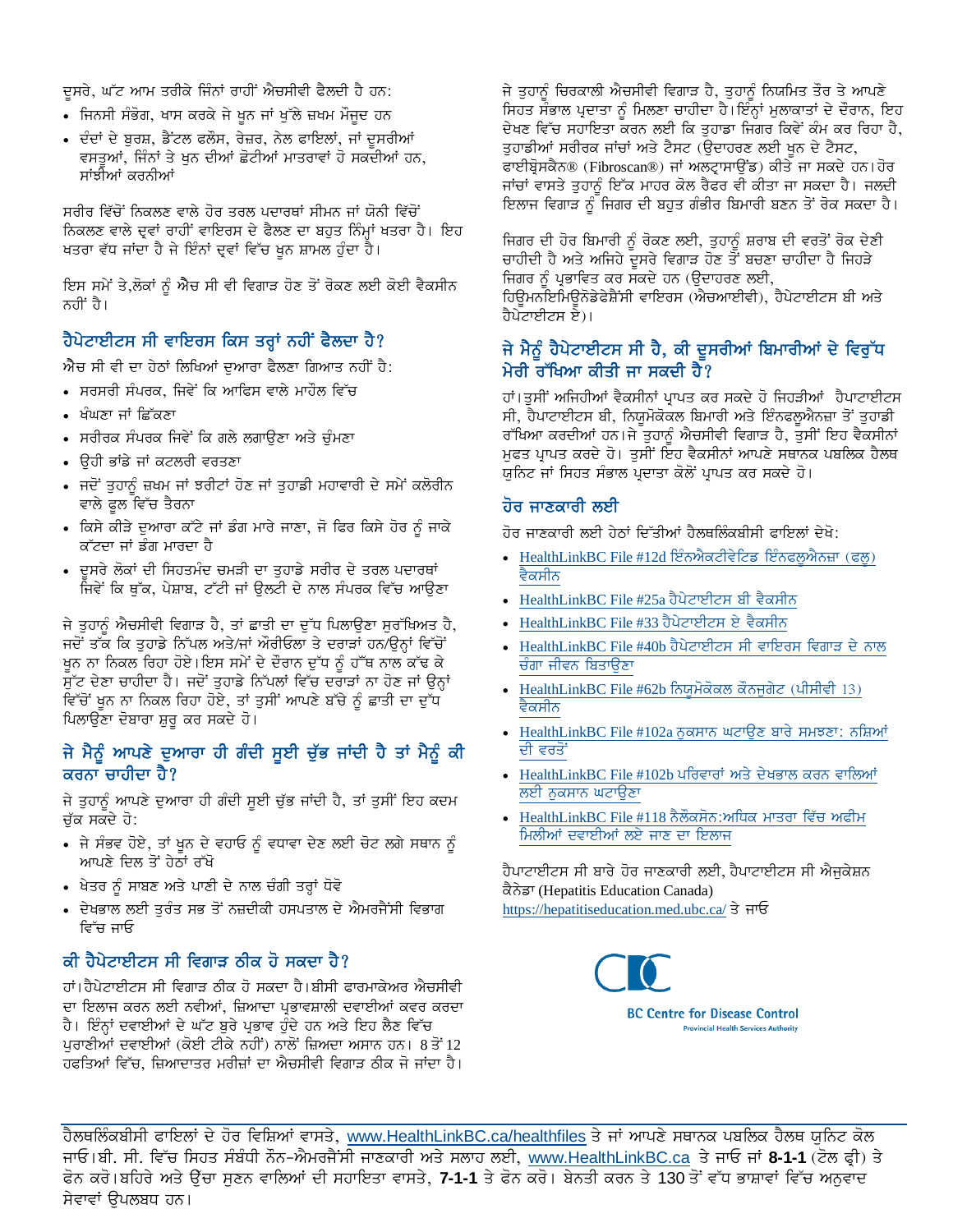ਦੂਸਰੇ, ਘੱਟ ਆਮ ਤਰੀਕੇ ਜਿੰਨਾਂ ਰਾਹੀਂ ਐਚਸੀਵੀ ਫੈਲਦੀ ਹੈ ਹਨ:

- ਜਿਨਸੀ ਸੰਭੋਗ, ਖਾਸ ਕਰਕੇ ਜੇ ਖੂਨ ਜਾਂ ਖੁੱਲੇ ਜ਼ਖਮ ਮੌਜੂਦ ਹਨ
- ਦੰਦਾਂ ਦੇ ਬੁਰਸ਼, ਡੈਂਟਲ ਫਲੌਸ, ਰੇਜ਼ਰ, ਨੇਲ ਫਾਇਲਾਂ, ਜਾਂ ਦੂਸਰੀਆਂ ਵਸਤੂਆਂ, ਜਿੰਨਾਂ ਤੇ ਖੂਨ ਦੀਆਂ ਛੋਟੀਆਂ ਮਾਤਰਾਵਾਂ ਹੋ ਸਕਦੀਆਂ ਹਨ, ਸਾਂਝੀਆਂ ਕਰਨੀਆਂ

ਸਰੀਰ ਵਿੱਚੋਂ ਨਿਕਲਣ ਵਾਲੇ ਹੋਰ ਤਰਲ ਪਦਾਰਥਾਂ ਸੀਮਨ ਜਾਂ ਯੋਨੀ ਵਿੱਚੋਂ ਨਿਕਲਣ ਵਾਲੇ ਦ੍ਰਵਾਂ ਰਾਹੀਂ ਵਾਇਰਸ ਦੇ ਫੈਲਣ ਦਾ ਬਹੁਤ ਨਿੰਮ੍ਹਾਂ ਖਤਰਾ ਹੈ। ਇਹ ਖਤਰਾ ਵੱਧ ਜਾਂਦਾ ਹੈ ਜੇ ਇੰਨਾਂ ਦ੍ਰਵਾਂ ਵਿੱਚ ਖੂਨ ਸ਼ਾਮਲ ਹੁੰਦਾ ਹੈ।

ਇਸ ਸਮੇਂ ਤੇ,ਲੋਕਾਂ ਨੂੰ ਐਚ ਸੀ ਵੀ ਵਿਗਾੜ ਹੋਣ ਤੋਂ ਰੋਕਣ ਲਈ ਕੋਈ ਵੈਕਸੀਨ ਨਹੀਂ ਹੈ।

## ਹੈਪੇਟਾਈਟਸ ਸੀ ਵਾਇਰਸ ਕਿਸ ਤਰ੍ਹਾਂ ਨਹੀਂ ਫੈਲਦਾ ਹੈ?

ਐਚ ਸੀ ਵੀ ਦਾ ਹੇਠਾਂ ਲਿਖਿਆਂ ਦੁਆਰਾ ਫੈਲਣਾ ਗਿਆਤ ਨਹੀਂ ਹੈ:

- ਸਰਸਰੀ ਸੰਪਰਕ, ਜਿਵੇਂ ਕਿ ਆਫਿਸ ਵਾਲੇ ਮਾਹੌਲ ਵਿੱਚ
- ਖੰਘਣਾ ਜਾਂ ਛਿੱਕਣਾ
- ਸਰੀਰਕ ਸੰਪਰਕ ਜਿਵੇਂ ਕਿ ਗਲੇ ਲਗਾਉਣਾ ਅਤੇ ਚੁੰਮਣਾ
- ਉਹੀ ਭਾਂਡੇ ਜਾਂ ਕਟਲਰੀ ਵਰਤਣਾ
- ਜਦੋਂ ਤੁਹਾਨੂੰ ਜ਼ਖਮ ਜਾਂ ਝਰੀਟਾਂ ਹੋਣ ਜਾਂ ਤੁਹਾਡੀ ਮਹਾਵਾਰੀ ਦੇ ਸਮੇਂ ਕਲੋਰੀਨ ਵਾਲੇ ਫੂਲ ਵਿੱਚ ਤੈਰਨਾ
- ਕਿਸੇ ਕੀੜੇ ਦੁਆਰਾ ਕੱਟੇ ਜਾਂ ਡੰਗ ਮਾਰੇ ਜਾਣਾ, ਜੋ ਫਿਰ ਕਿਸੇ ਹੋਰ ਨੂੰ ਜਾਕੇ ਕੱਟਦਾ ਜਾਂ ਡੰਗ ਮਾਰਦਾ ਹੈ
- ਦੂਸਰੇ ਲੋਕਾਂ ਦੀ ਸਿਹਤਮੰਦ ਚਮੜੀ ਦਾ ਤੁਹਾਡੇ ਸਰੀਰ ਦੇ ਤਰਲ ਪਦਾਰਥਾਂ ਜਿਵੇਂ ਕਿ ਥੁੱਕ, ਪੇਸ਼ਾਬ, ਟੱਟੀ ਜਾਂ ਉਲਟੀ ਦੇ ਨਾਲ ਸੰਪਰਕ ਵਿੱਚ ਆਉਣਾ

ਜੇ ਤੁਹਾਨੂੰ ਐਚਸੀਵੀ ਵਿਗਾੜ ਹੈ, ਤਾਂ ਛਾਤੀ ਦਾ ਦੁੱਧ ਪਿਲਾਉਣਾ ਸੁਰੱਖਿਅਤ ਹੈ, ਜਦੋਂ ਤੱਕ ਕਿ ਤੁਹਾਡੇ ਨਿੱਪਲ ਅਤੇ/ਜਾਂ ਔਰੀਓਲਾ ਤੇ ਦਰਾੜਾਂ ਹਨ/ਉਨ੍ਹਾਂ ਵਿੱਚੋਂ ਖੂਨ ਨਾ ਨਿਕਲ ਰਿਹਾ ਹੋਏ।ਇਸ ਸਮੇਂ ਦੇ ਦੌਰਾਨ ਦੁੱਧ ਨੂੰ ਹੱਥ ਨਾਲ ਕੱਢ ਕੇ ਸੁੱਟ ਦੇਣਾ ਚਾਹੀਦਾ ਹੈ। ਜਦੋਂ ਤੁਹਾਡੇ ਨਿੱਪਲਾਂ ਵਿੱਚ ਦਰਾੜਾਂ ਨਾ ਹੋਣ ਜਾਂ ਉਨ੍ਹਾਂ ਵਿੱਚੋਂ ਖੂਨ ਨਾ ਨਿਕਲ ਰਿਹਾ ਹੋਏ, ਤਾਂ ਤੁਸੀਂ ਆਪਣੇ ਬੱਚੇ ਨੂੰ ਛਾਤੀ ਦਾ ਦੁੱਧ ਪਿਲਾਉਣਾ ਦੋਬਾਰਾ ਸ਼ੁਰੂ ਕਰ ਸਕਦੇ ਹੋ।

## ਜੇ ਮੈਨੂੰ ਆਪਣੇ ਦੁਆਰਾ ਹੀ ਗੰਦੀ ਸੂਈ ਚੁੱਭ ਜਾਂਦੀ ਹੈ ਤਾਂ ਮੈਨੂੰ ਕੀ ਕਰਨਾ ਚਾਹੀਦਾ ਹੈ?

ਜੇ ਤੁਹਾਨੂੰ ਆਪਣੇ ਦੁਆਰਾ ਹੀ ਗੰਦੀ ਸੂਈ ਚੁੱਭ ਜਾਂਦੀ ਹੈ, ਤਾਂ ਤੁਸੀਂ ਇਹ ਕਦਮ ਚੁੱਕ ਸਕਦੇ ਹੋ:

- ਜੇ ਸੰਭਵ ਹੋਏ, ਤਾਂ ਖੂਨ ਦੇ ਵਹਾਓ ਨੂੰ ਵਧਾਵਾ ਦੇਣ ਲਈ ਚੋਟ ਲਗੇ ਸਥਾਨ ਨੂੰ ਆਪਣੇ ਦਿਲ ਤੋਂ ਹੇਠਾਂ ਰੱਖੋ
- ਖੇਤਰ ਨੂੰ ਸਾਬਣ ਅਤੇ ਪਾਣੀ ਦੇ ਨਾਲ ਚੰਗੀ ਤਰ੍ਹਾਂ ਧੋਵੋ
- ਦੇਖਭਾਲ ਲਈ ਤੁਰੰਤ ਸਭ ਤੋਂ ਨਜ਼ਦੀਕੀ ਹਸਪਤਾਲ ਦੇ ਐਮਰਜੈਂਸੀ ਵਿਭਾਗ ਵਿੱਚ ਜਾਓ

## ਕੀ ਹੈਪੇਟਾਈਟਸ ਸੀ ਵਿਗਾੜ ਠੀਕ ਹੋ ਸਕਦਾ ਹੈ?

ਹਾਂ।ਹੈਪੇਟਾਈਟਸ ਸੀ ਵਿਗਾੜ ਠੀਕ ਹੋ ਸਕਦਾ ਹੈ।ਬੀਸੀ ਫਾਰਮਾਕੇਅਰ ਐਚਸੀਵੀ ਦਾ ਇਲਾਜ ਕਰਨ ਲਈ ਨਵੀਆਂ, ਜ਼ਿਆਦਾ ਪ੍ਰਭਾਵਸ਼ਾਲੀ ਦਵਾਈਆਂ ਕਵਰ ਕਰਦਾ ਹੈ। ਇੰਨ੍ਹਾਂ ਦਵਾਈਆਂ ਦੇ ਘੱਟ ਬੁਰੇ ਪ੍ਰਭਾਵ ਹੁੰਦੇ ਹਨ ਅਤੇ ਇਹ ਲੈਣ ਵਿੱਚ ਪੁਰਾਣੀਆਂ ਦਵਾਈਆਂ (ਕੋਈ ਟੀਕੇ ਨਹੀਂ) ਨਾਲੋਂ ਜ਼ਿਆਦਾ ਅਸਾਨ ਹਨ। 8 ਤੋਂ 12 ਹਫਤਿਆਂ ਵਿੱਚ, ਜ਼ਿਆਦਾਤਰ ਮਰੀਜ਼ਾਂ ਦਾ ਐਚਸੀਵੀ ਵਿਗਾੜ ਠੀਕ ਜੋ ਜਾਂਦਾ ਹੈ।

ਜੇ ਤੁਹਾਨੂੰ ਚਿਰਕਾਲੀ ਐਚਸੀਵੀ ਵਿਗਾੜ ਹੈ, ਤੁਹਾਨੂੰ ਨਿਯਮਿਤ ਤੌਰ ਤੇ ਆਪਣੇ ਸਿਹਤ ਸੰਭਾਲ ਪ੍ਰਦਾਤਾ ਨੂੰ ਮਿਲਣਾ ਚਾਹੀਦਾ ਹੈ।ਇੰਨ੍ਹਾਂ ਮੁਲਾਕਾਤਾਂ ਦੇ ਦੌਰਾਨ, ਇਹ ਦੇਖਣ ਵਿੱਚ ਸਹਾਇਤਾ ਕਰਨ ਲਈ ਕਿ ਤੁਹਾਡਾ ਜਿਗਰ ਕਿਵੇਂ ਕੰਮ ਕਰ ਰਿਹਾ ਹੈ, ਤੁਹਾਡੀਆਂ ਸਰੀਰਕ ਜਾਂਚਾਂ ਅਤੇ ਟੈਸਟ (ਉਦਾਹਰਣ ਲਈ ਖੂਨ ਦੇ ਟੈਸਟ, ਫਾਈਬ੍ਰੋਸਕੈਨ® (Fibroscan®) ਜਾਂ ਅਲਟ੍ਰਾਸਾਉਂਡ) ਕੀਤੇ ਜਾ ਸਕਦੇ ਹਨ।ਹੋਰ ਜਾਂਚਾਂ ਵਾਸਤੇ ਤੁਹਾਨੂੰ ਇੱਕ ਮਾਹਰ ਕੋਲ ਰੈਫਰ ਵੀ ਕੀਤਾ ਜਾ ਸਕਦਾ ਹੈ। ਜਲਦੀ ਇਲਾਜ ਵਿਗਾੜ ਨੂੰ ਜਿਗਰ ਦੀ ਬਹੁਤ ਗੰਭੀਰ ਬਿਮਾਰੀ ਬਣਨ ਤੋਂ ਰੋਕ ਸਕਦਾ ਹੈ।

ਜਿਗਰ ਦੀ ਹੋਰ ਬਿਮਾਰੀ ਨੂੰ ਰੋਕਣ ਲਈ, ਤੁਹਾਨੂੰ ਸ਼ਰਾਬ ਦੀ ਵਰਤੋਂ ਰੋਕ ਦੇਣੀ ਚਾਹੀਦੀ ਹੈ ਅਤੇ ਅਜਿਹੇ ਦੂਸਰੇ ਵਿਗਾੜ ਹੋਣ ਤੋਂ ਬਚਣਾ ਚਾਹੀਦਾ ਹੈ ਜਿਹੜੇ ਜਿਗਰ ਨੂੰ ਪ੍ਰਭਾਵਿਤ ਕਰ ਸਕਦੇ ਹਨ (ਉਦਾਹਰਣ ਲਈ, ਹਿਊਮਨਇਮਿਊਨੋਡੇਫੇਸ਼ੈਂਸੀ ਵਾਇਰਸ (ਐਚਆਈਵੀ), ਹੈਪੇਟਾਈਟਸ ਬੀ ਅਤੇ ਹੈਪੇਟਾਈਟਸ ਏ)।

## ਜੇ ਮੈਨੂੰ ਹੈਪੇਟਾਈਟਸ ਸੀ ਹੈ, ਕੀ ਦੂਸਰੀਆਂ ਬਿਮਾਰੀਆਂ ਦੇ ਵਿਰੁੱਧ ਮੇਰੀ ਰੱਖਿਆ ਕੀਤੀ ਜਾ ਸਕਦੀ ਹੈ?

ਹਾਂ।ਤੁਸੀਂ ਅਜਿਹੀਆਂ ਵੈਕਸੀਨਾਂ ਪ੍ਰਾਪਤ ਕਰ ਸਕਦੇ ਹੋ ਜਿਹੜੀਆਂ ਹੈਪਾਟਾਈਟਸ ਸੀ, ਹੈਪਾਟਾਈਟਸ ਬੀ, ਨਿਊਮੋਕੋਕਲ ਬਿਮਾਰੀ ਅਤੇ ਇੰਨਫਲੂਐਨਜ਼ਾ ਤੋਂ ਤੁਹਾਡੀ ਰੱਖਿਆ ਕਰਦੀਆਂ ਹਨ।ਜੇ ਤੁਹਾਨੂੰ ਐਚਸੀਵੀ ਵਿਗਾੜ ਹੈ, ਤੁਸੀਂ ਇਹ ਵੈਕਸੀਨਾਂ ਮੁਫਤ ਪ੍ਰਾਪਤ ਕਰਦੇ ਹੋ। ਤੁਸੀਂ ਇਹ ਵੈਕਸੀਨਾਂ ਆਪਣੇ ਸਥਾਨਕ ਪਬਲਿਕ ਹੈਲਥ ਯੂਨਿਟ ਜਾਂ ਸਿਹਤ ਸੰਭਾਲ ਪ੍ਰਦਾਤਾ ਕੋਲੋਂ ਪ੍ਰਾਪਤ ਕਰ ਸਕਦੇ ਹੋ।

## ਹੋਰ ਜਾਣਕਾਰੀ ਲਈ

ਹੋਰ ਜਾਣਕਾਰੀ ਲਈ ਹੇਠਾਂ ਦਿੱਤੀਆਂ ਹੈਲਥਲਿੰਕਬੀਸੀ ਫਾਇਲਾਂ ਦੇਖੋ:

- HealthLinkBC File #12d ਇੰਨਐਕਟੀਵੇਟਿਡ ਇੰਨਫਲੂਐਨਜ਼ਾ (ਫਲੂ) ਵੈਕਸੀਨ
- HealthLinkBC File #25a ਹੈਪੇਟਾਈਟਸ ਬੀ ਵੈਕਸੀਨ
- HealthLinkBC File #33 ਹੈਪੇਟਾਈਟਸ ਏ ਵੈਕਸੀਨ
- HealthLinkBC File #40b ਹੈਪੇਟਾਈਟਸ ਸੀ ਵਾਇਰਸ ਵਿਗਾੜ ਦੇ ਨਾਲ ਚੰਗਾ ਜੀਵਨ ਬਿਤਾਉਣਾ
- HealthLinkBC File #62b ਨਿਊਮੋਕੋਕਲ ਕੌਨਜੁਗੇਟ (ਪੀਸੀਵੀ 13) ਵੈਕਸੀਨ
- HealthLinkBC File #102a ਨੁਕਸਾਨ ਘਟਾਉਣ ਬਾਰੇ ਸਮਝਣਾ: ਨਸ਼ਿਆਂ ਦੀ ਵਰਤੋਂ
- HealthLinkBC File #102b ਪਰਿਵਾਰਾਂ ਅਤੇ ਦੇਖਭਾਲ ਕਰਨ ਵਾਲਿਆਂ ਲਈ ਨੁਕਸਾਨ ਘਟਾਉਣਾ
- HealthLinkBC File #118 ਨੈਲੋਕਸੋਨ:ਅਧਿਕ ਮਾਤਰਾ ਵਿੱਚ ਅਫੀਮ ਮਿਲੀਆਂ ਦਵਾਈਆਂ ਲਏ ਜਾਣ ਦਾ ਇਲਾਜ

ਹੈਪਾਟਾਈਟਸ ਸੀ ਬਾਰੇ ਹੋਰ ਜਾਣਕਾਰੀ ਲਈ, ਹੈਪਾਟਾਈਟਸ ਸੀ ਐਜੂਕੇਸ਼ਨ ਕੈਨੇਡਾ (Hepatitis Education Canada) https://hepatitiseducation.med.ubc.ca/ ਤੇ ਜਾਓ

BC Centre for Disease Control
Provincial Health Services Authority

ਹੈਲਥਲਿੰਕਬੀਸੀ ਫਾਇਲਾਂ ਦੇ ਹੋਰ ਵਿਸ਼ਿਆਂ ਵਾਸਤੇ, www.HealthLinkBC.ca/healthfiles ਤੇ ਜਾਂ ਆਪਣੇ ਸਥਾਨਕ ਪਬਲਿਕ ਹੈਲਥ ਯੂਨਿਟ ਕੋਲ ਜਾਓ।ਬੀ. ਸੀ. ਵਿੱਚ ਸਿਹਤ ਸੰਬੰਧੀ ਨੌਨ-ਐਮਰਜੈਂਸੀ ਜਾਣਕਾਰੀ ਅਤੇ ਸਲਾਹ ਲਈ, www.HealthLinkBC.ca ਤੇ ਜਾਓ ਜਾਂ **8-1-1** (ਟੋਲ ਫ੍ਰੀ) ਤੇ ਫੋਨ ਕਰੋ।ਬਹਿਰੇ ਅਤੇ ਉੱਚਾ ਸੁਣਨ ਵਾਲਿਆਂ ਦੀ ਸਹਾਇਤਾ ਵਾਸਤੇ, **7-1-1** ਤੇ ਫੋਨ ਕਰੋ। ਬੇਨਤੀ ਕਰਨ ਤੇ 130 ਤੋਂ ਵੱਧ ਭਾਸ਼ਾਵਾਂ ਵਿੱਚ ਅਨੁਵਾਦ ਸੇਵਾਵਾਂ ਉਪਲਬਧ ਹਨ।